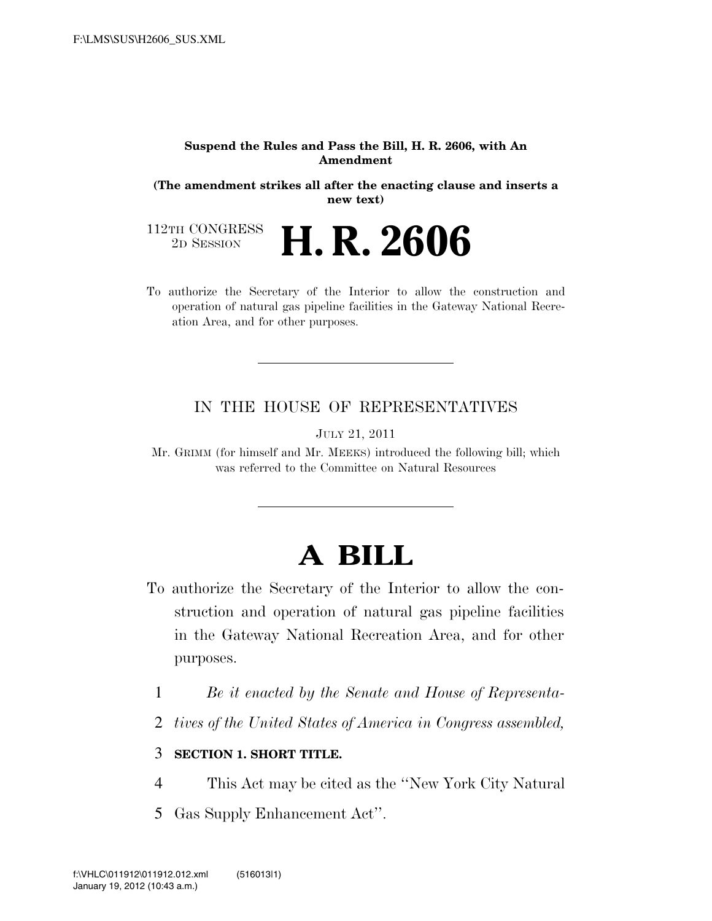**Suspend the Rules and Pass the Bill, H. R. 2606, with An Amendment**

**(The amendment strikes all after the enacting clause and inserts a new text)**

112TH CONGRESS
2D SESSION

# H. R. 2606

To authorize the Secretary of the Interior to allow the construction and operation of natural gas pipeline facilities in the Gateway National Recreation Area, and for other purposes.

---

IN THE HOUSE OF REPRESENTATIVES

JULY 21, 2011

Mr. GRIMM (for himself and Mr. MEEKS) introduced the following bill; which was referred to the Committee on Natural Resources

---

# A BILL

To authorize the Secretary of the Interior to allow the construction and operation of natural gas pipeline facilities in the Gateway National Recreation Area, and for other purposes.

1 *Be it enacted by the Senate and House of Representa-*
2 *tives of the United States of America in Congress assembled,*

3 **SECTION 1. SHORT TITLE.**

4 This Act may be cited as the ''New York City Natural
5 Gas Supply Enhancement Act''.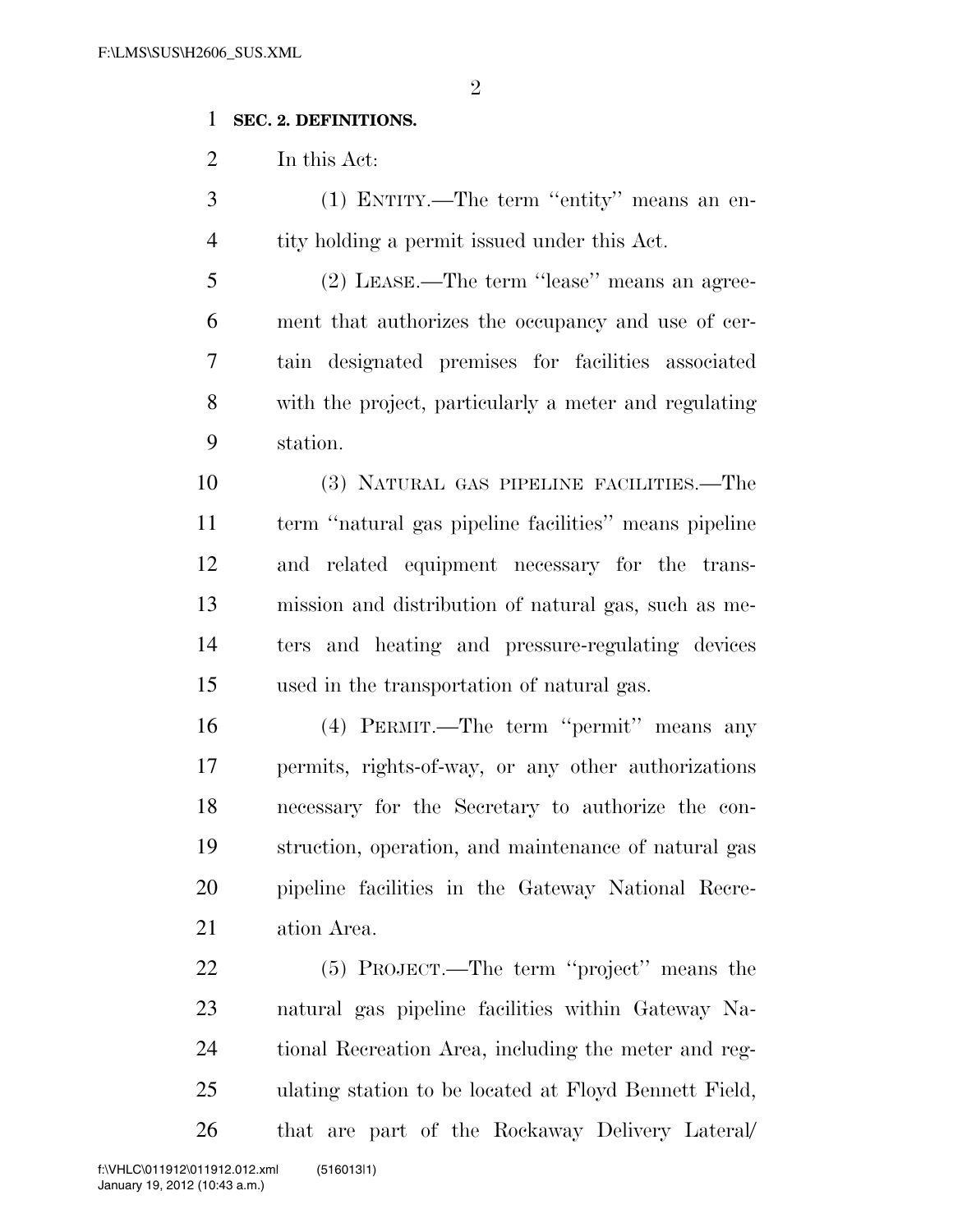**SEC. 2. DEFINITIONS.**

In this Act:

(1) ENTITY.—The term ''entity'' means an entity holding a permit issued under this Act.

(2) LEASE.—The term ''lease'' means an agreement that authorizes the occupancy and use of certain designated premises for facilities associated with the project, particularly a meter and regulating station.

(3) NATURAL GAS PIPELINE FACILITIES.—The term ''natural gas pipeline facilities'' means pipeline and related equipment necessary for the transmission and distribution of natural gas, such as meters and heating and pressure-regulating devices used in the transportation of natural gas.

(4) PERMIT.—The term ''permit'' means any permits, rights-of-way, or any other authorizations necessary for the Secretary to authorize the construction, operation, and maintenance of natural gas pipeline facilities in the Gateway National Recreation Area.

(5) PROJECT.—The term ''project'' means the natural gas pipeline facilities within Gateway National Recreation Area, including the meter and regulating station to be located at Floyd Bennett Field, that are part of the Rockaway Delivery Lateral/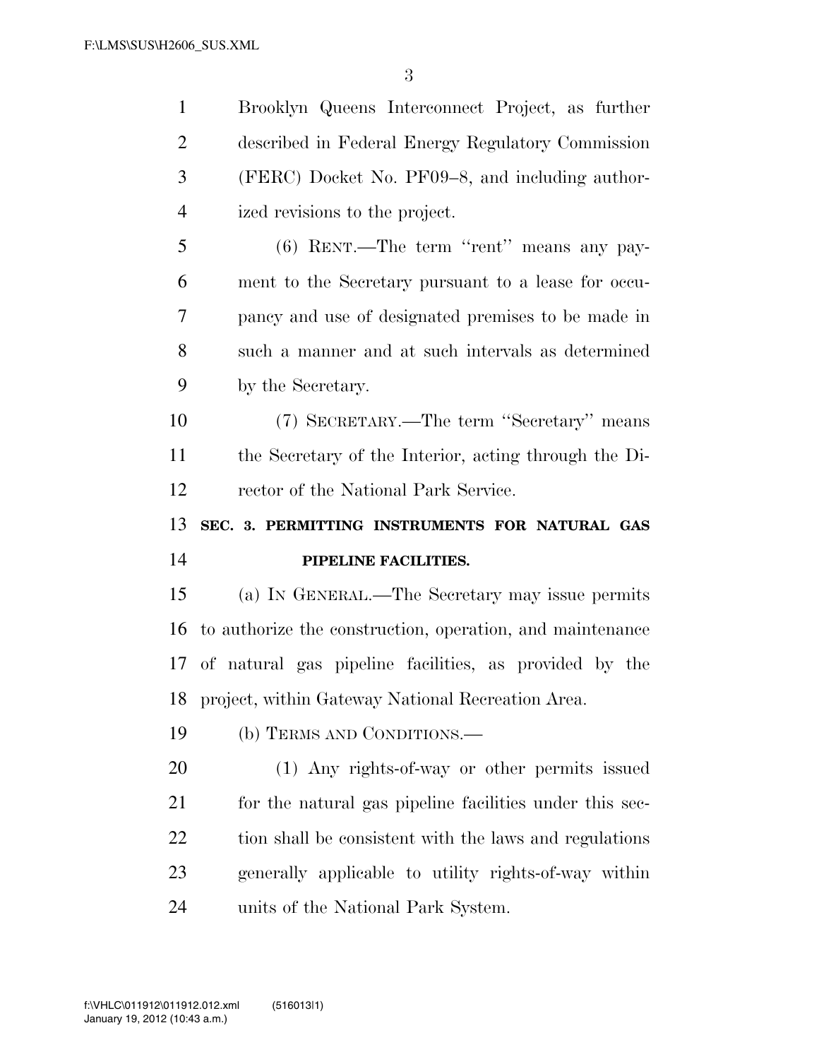Brooklyn Queens Interconnect Project, as further described in Federal Energy Regulatory Commission (FERC) Docket No. PF09–8, and including authorized revisions to the project.

(6) RENT.—The term ''rent'' means any payment to the Secretary pursuant to a lease for occupancy and use of designated premises to be made in such a manner and at such intervals as determined by the Secretary.

(7) SECRETARY.—The term ''Secretary'' means the Secretary of the Interior, acting through the Director of the National Park Service.

**SEC. 3. PERMITTING INSTRUMENTS FOR NATURAL GAS PIPELINE FACILITIES.**

(a) IN GENERAL.—The Secretary may issue permits to authorize the construction, operation, and maintenance of natural gas pipeline facilities, as provided by the project, within Gateway National Recreation Area.

(b) TERMS AND CONDITIONS.—

(1) Any rights-of-way or other permits issued for the natural gas pipeline facilities under this section shall be consistent with the laws and regulations generally applicable to utility rights-of-way within units of the National Park System.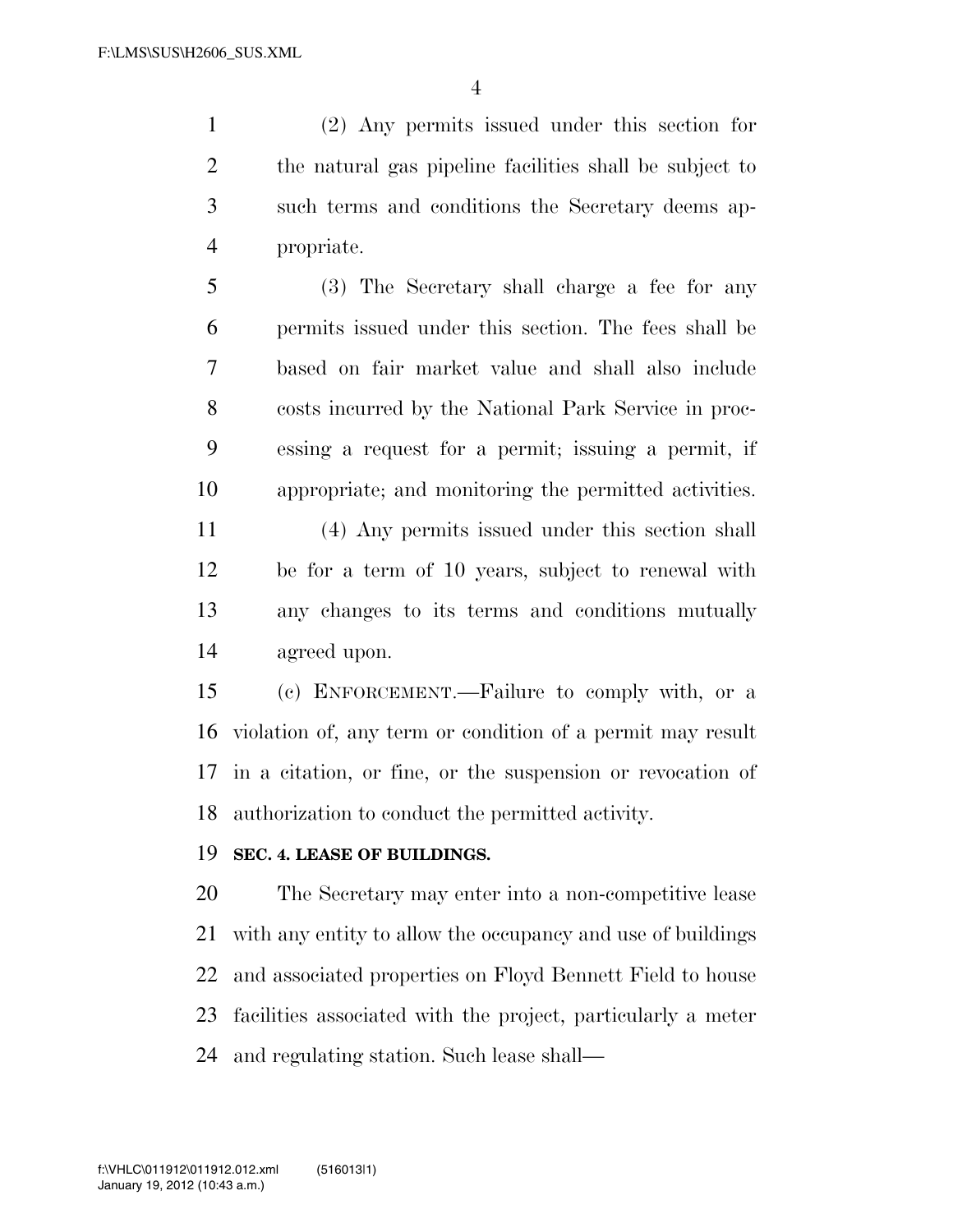(2) Any permits issued under this section for the natural gas pipeline facilities shall be subject to such terms and conditions the Secretary deems appropriate.

(3) The Secretary shall charge a fee for any permits issued under this section. The fees shall be based on fair market value and shall also include costs incurred by the National Park Service in processing a request for a permit; issuing a permit, if appropriate; and monitoring the permitted activities.

(4) Any permits issued under this section shall be for a term of 10 years, subject to renewal with any changes to its terms and conditions mutually agreed upon.

(c) ENFORCEMENT.—Failure to comply with, or a violation of, any term or condition of a permit may result in a citation, or fine, or the suspension or revocation of authorization to conduct the permitted activity.

**SEC. 4. LEASE OF BUILDINGS.**

The Secretary may enter into a non-competitive lease with any entity to allow the occupancy and use of buildings and associated properties on Floyd Bennett Field to house facilities associated with the project, particularly a meter and regulating station. Such lease shall—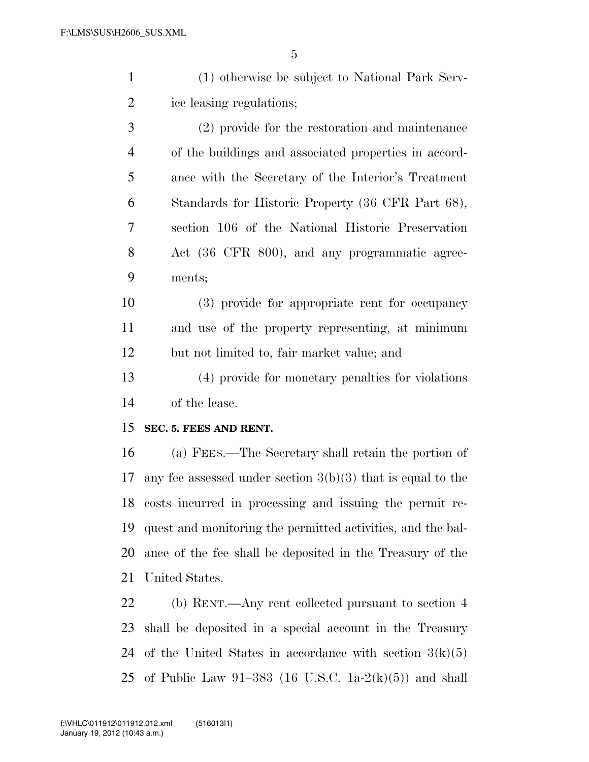(1) otherwise be subject to National Park Service leasing regulations;

(2) provide for the restoration and maintenance of the buildings and associated properties in accordance with the Secretary of the Interior's Treatment Standards for Historic Property (36 CFR Part 68), section 106 of the National Historic Preservation Act (36 CFR 800), and any programmatic agreements;

(3) provide for appropriate rent for occupancy and use of the property representing, at minimum but not limited to, fair market value; and

(4) provide for monetary penalties for violations of the lease.

**SEC. 5. FEES AND RENT.**

(a) FEES.—The Secretary shall retain the portion of any fee assessed under section 3(b)(3) that is equal to the costs incurred in processing and issuing the permit request and monitoring the permitted activities, and the balance of the fee shall be deposited in the Treasury of the United States.

(b) RENT.—Any rent collected pursuant to section 4 shall be deposited in a special account in the Treasury of the United States in accordance with section 3(k)(5) of Public Law 91–383 (16 U.S.C. 1a-2(k)(5)) and shall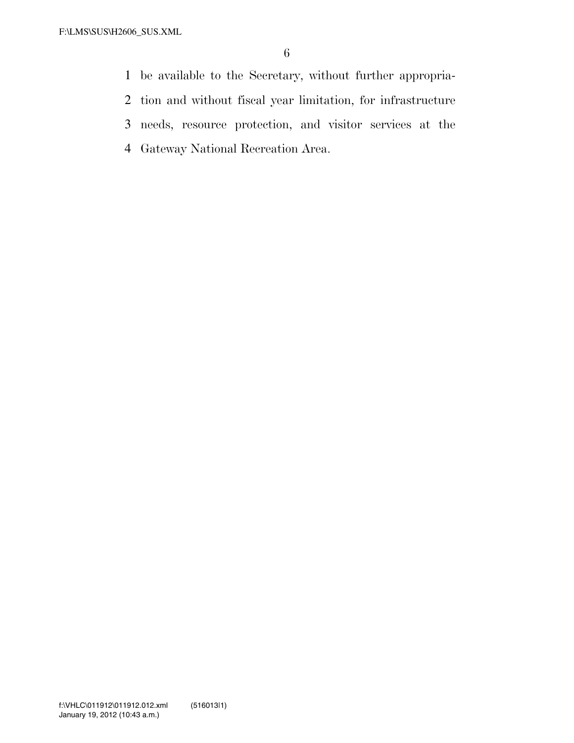be available to the Secretary, without further appropriation and without fiscal year limitation, for infrastructure needs, resource protection, and visitor services at the Gateway National Recreation Area.